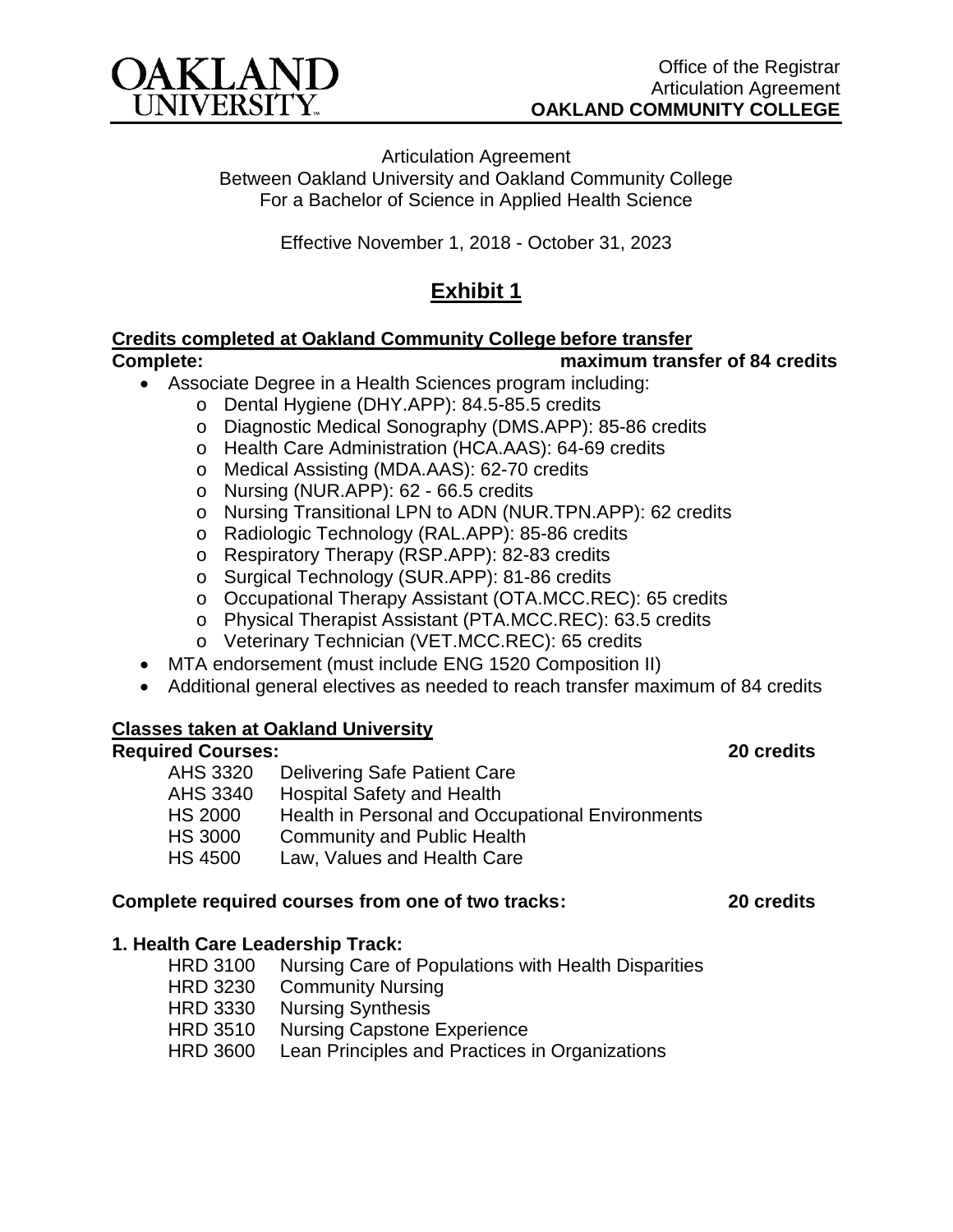OAKLAND UNIVERSITY

Office of the Registrar
Articulation Agreement
**OAKLAND COMMUNITY COLLEGE**

Articulation Agreement
Between Oakland University and Oakland Community College
For a Bachelor of Science in Applied Health Science

Effective November 1, 2018 - October 31, 2023

# Exhibit 1

## Credits completed at Oakland Community College before transfer

**Complete:** **maximum transfer of 84 credits**

- Associate Degree in a Health Sciences program including:
  - Dental Hygiene (DHY.APP): 84.5-85.5 credits
  - Diagnostic Medical Sonography (DMS.APP): 85-86 credits
  - Health Care Administration (HCA.AAS): 64-69 credits
  - Medical Assisting (MDA.AAS): 62-70 credits
  - Nursing (NUR.APP): 62 - 66.5 credits
  - Nursing Transitional LPN to ADN (NUR.TPN.APP): 62 credits
  - Radiologic Technology (RAL.APP): 85-86 credits
  - Respiratory Therapy (RSP.APP): 82-83 credits
  - Surgical Technology (SUR.APP): 81-86 credits
  - Occupational Therapy Assistant (OTA.MCC.REC): 65 credits
  - Physical Therapist Assistant (PTA.MCC.REC): 63.5 credits
  - Veterinary Technician (VET.MCC.REC): 65 credits
- MTA endorsement (must include ENG 1520 Composition II)
- Additional general electives as needed to reach transfer maximum of 84 credits

## Classes taken at Oakland University

**Required Courses:** **20 credits**

- AHS 3320 Delivering Safe Patient Care
- AHS 3340 Hospital Safety and Health
- HS 2000 Health in Personal and Occupational Environments
- HS 3000 Community and Public Health
- HS 4500 Law, Values and Health Care

**Complete required courses from one of two tracks:** **20 credits**

**1. Health Care Leadership Track:**

- HRD 3100 Nursing Care of Populations with Health Disparities
- HRD 3230 Community Nursing
- HRD 3330 Nursing Synthesis
- HRD 3510 Nursing Capstone Experience
- HRD 3600 Lean Principles and Practices in Organizations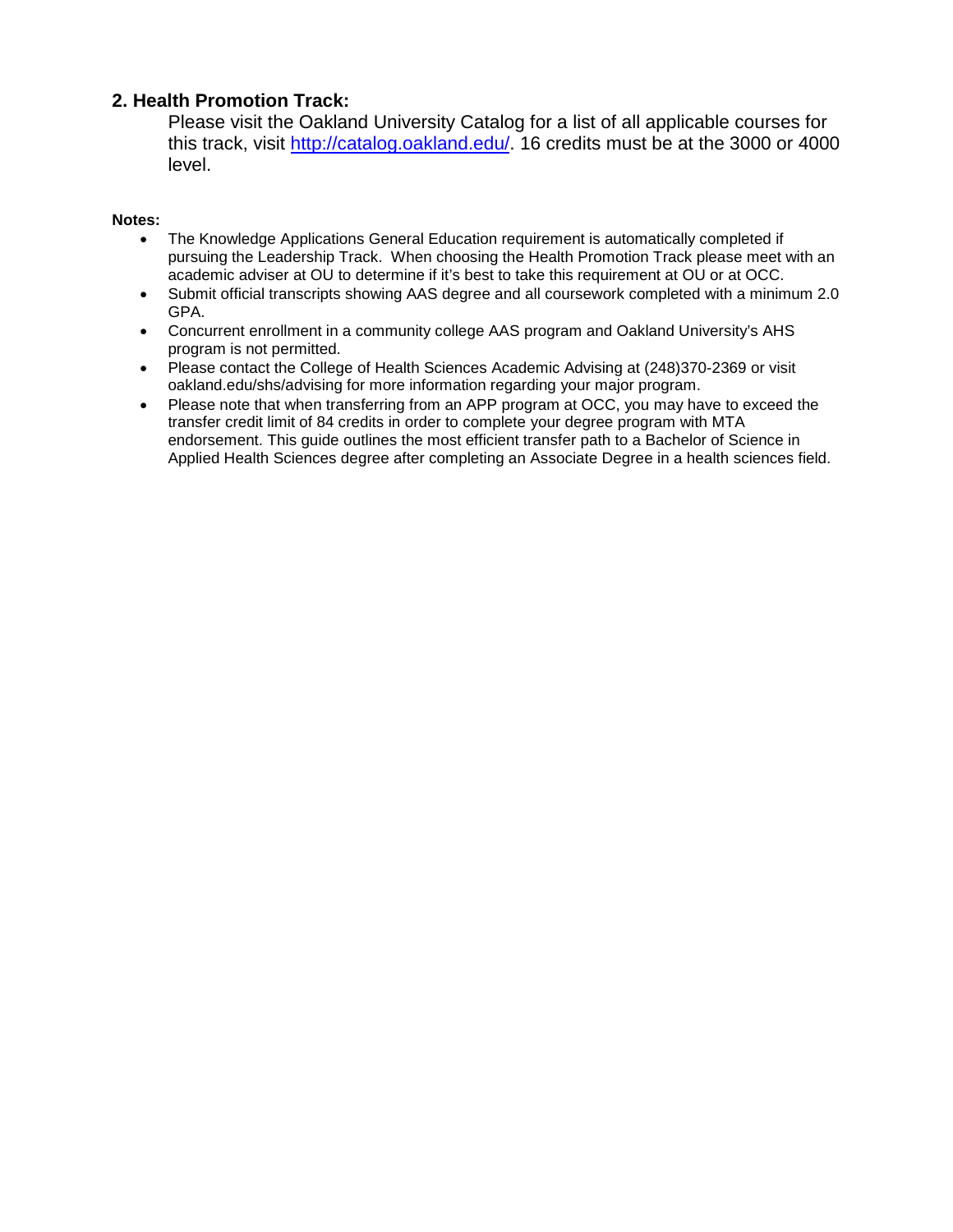## 2. Health Promotion Track:

Please visit the Oakland University Catalog for a list of all applicable courses for this track, visit [http://catalog.oakland.edu/](http://catalog.oakland.edu/). 16 credits must be at the 3000 or 4000 level.

**Notes:**

- The Knowledge Applications General Education requirement is automatically completed if pursuing the Leadership Track. When choosing the Health Promotion Track please meet with an academic adviser at OU to determine if it's best to take this requirement at OU or at OCC.
- Submit official transcripts showing AAS degree and all coursework completed with a minimum 2.0 GPA.
- Concurrent enrollment in a community college AAS program and Oakland University's AHS program is not permitted.
- Please contact the College of Health Sciences Academic Advising at (248)370-2369 or visit oakland.edu/shs/advising for more information regarding your major program.
- Please note that when transferring from an APP program at OCC, you may have to exceed the transfer credit limit of 84 credits in order to complete your degree program with MTA endorsement. This guide outlines the most efficient transfer path to a Bachelor of Science in Applied Health Sciences degree after completing an Associate Degree in a health sciences field.